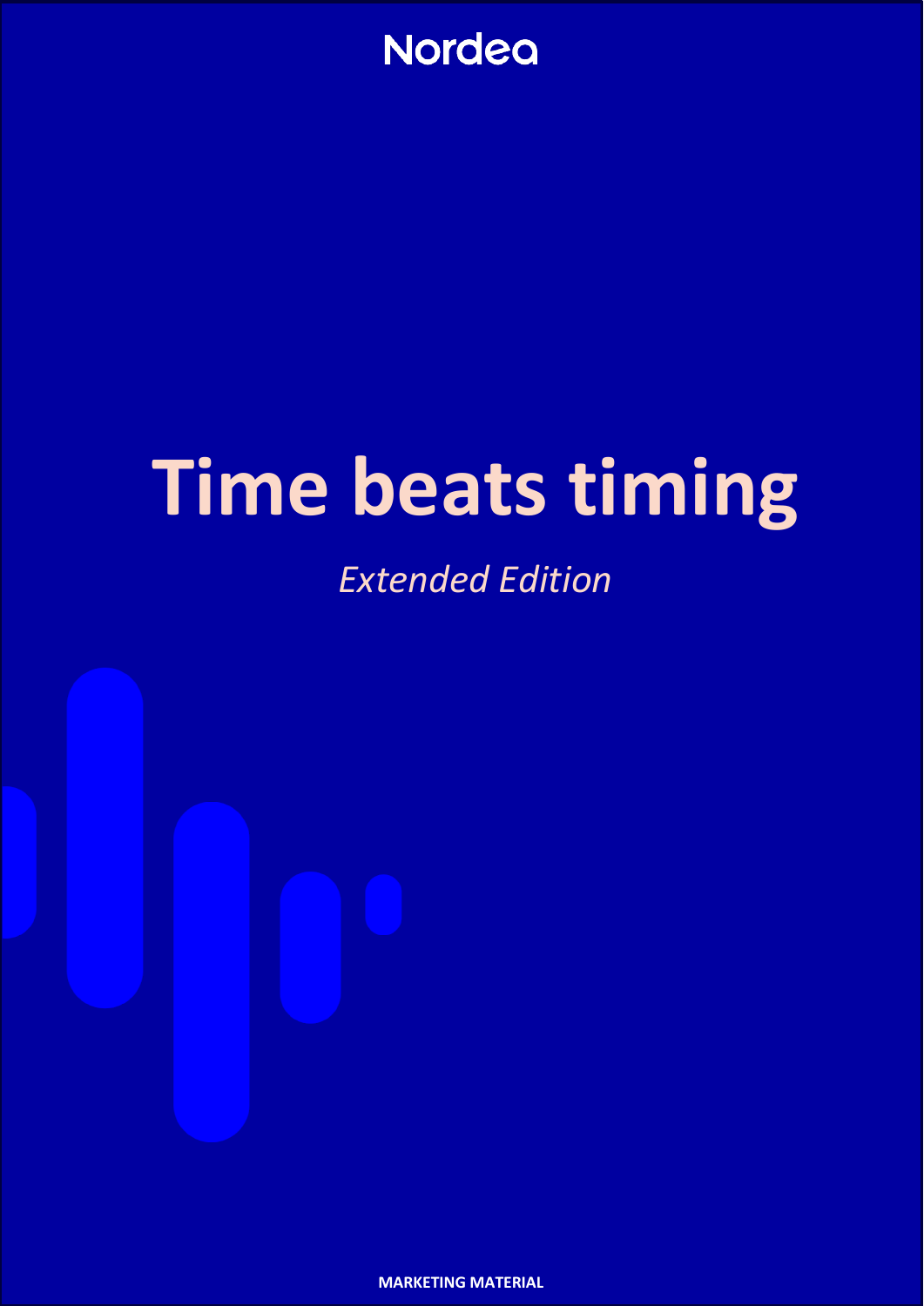Nordea

# Time beats timing

*Extended Edition*

**MARKETING MATERIAL**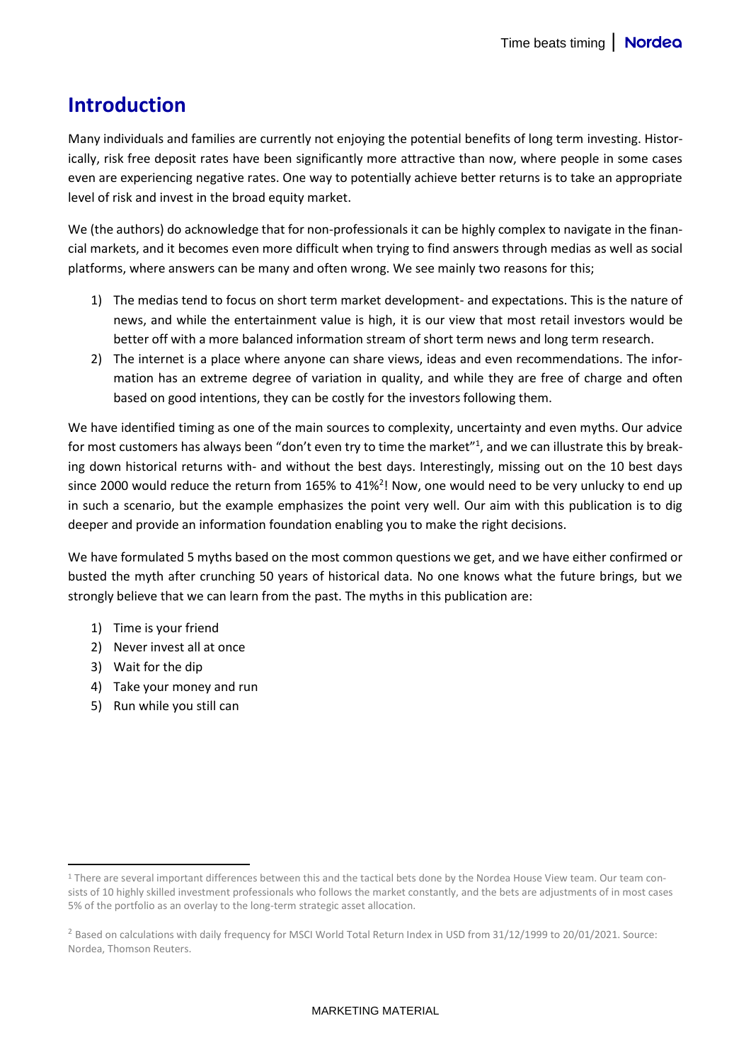# Introduction

Many individuals and families are currently not enjoying the potential benefits of long term investing. Historically, risk free deposit rates have been significantly more attractive than now, where people in some cases even are experiencing negative rates. One way to potentially achieve better returns is to take an appropriate level of risk and invest in the broad equity market.

We (the authors) do acknowledge that for non-professionals it can be highly complex to navigate in the financial markets, and it becomes even more difficult when trying to find answers through medias as well as social platforms, where answers can be many and often wrong. We see mainly two reasons for this;

1) The medias tend to focus on short term market development- and expectations. This is the nature of news, and while the entertainment value is high, it is our view that most retail investors would be better off with a more balanced information stream of short term news and long term research.
2) The internet is a place where anyone can share views, ideas and even recommendations. The information has an extreme degree of variation in quality, and while they are free of charge and often based on good intentions, they can be costly for the investors following them.

We have identified timing as one of the main sources to complexity, uncertainty and even myths. Our advice for most customers has always been "don't even try to time the market"[1], and we can illustrate this by breaking down historical returns with- and without the best days. Interestingly, missing out on the 10 best days since 2000 would reduce the return from 165% to 41%[2]! Now, one would need to be very unlucky to end up in such a scenario, but the example emphasizes the point very well. Our aim with this publication is to dig deeper and provide an information foundation enabling you to make the right decisions.

We have formulated 5 myths based on the most common questions we get, and we have either confirmed or busted the myth after crunching 50 years of historical data. No one knows what the future brings, but we strongly believe that we can learn from the past. The myths in this publication are:

1) Time is your friend
2) Never invest all at once
3) Wait for the dip
4) Take your money and run
5) Run while you still can

---

[1] There are several important differences between this and the tactical bets done by the Nordea House View team. Our team consists of 10 highly skilled investment professionals who follows the market constantly, and the bets are adjustments of in most cases 5% of the portfolio as an overlay to the long-term strategic asset allocation.

[2] Based on calculations with daily frequency for MSCI World Total Return Index in USD from 31/12/1999 to 20/01/2021. Source: Nordea, Thomson Reuters.

MARKETING MATERIAL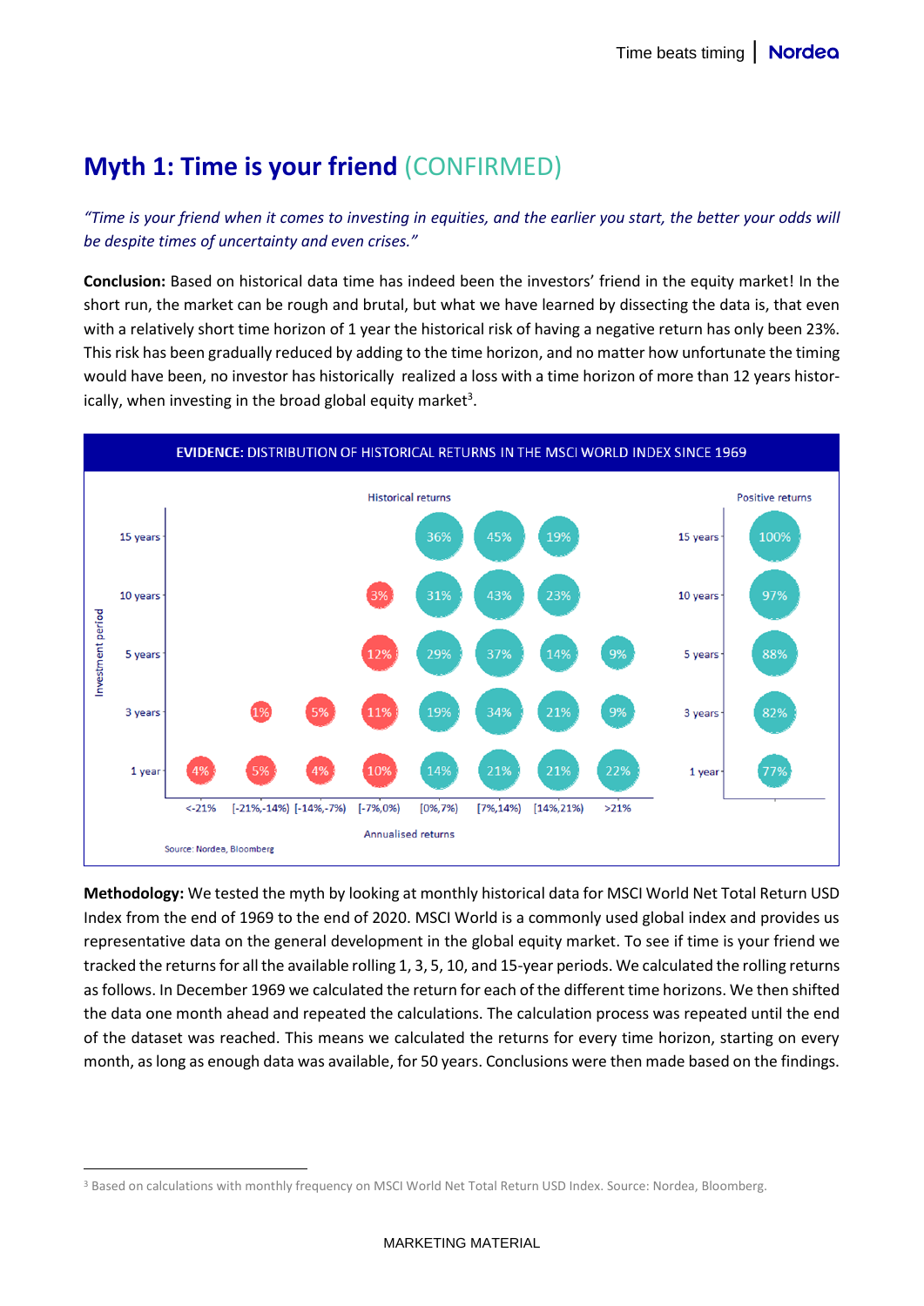# Myth 1: Time is your friend (CONFIRMED)

*"Time is your friend when it comes to investing in equities, and the earlier you start, the better your odds will be despite times of uncertainty and even crises."*

**Conclusion:** Based on historical data time has indeed been the investors' friend in the equity market! In the short run, the market can be rough and brutal, but what we have learned by dissecting the data is, that even with a relatively short time horizon of 1 year the historical risk of having a negative return has only been 23%. This risk has been gradually reduced by adding to the time horizon, and no matter how unfortunate the timing would have been, no investor has historically realized a loss with a time horizon of more than 12 years historically, when investing in the broad global equity market[3].

**EVIDENCE:** DISTRIBUTION OF HISTORICAL RETURNS IN THE MSCI WORLD INDEX SINCE 1969

Historical returns

Investment period

15 years: 36% 45% 19%

10 years: 3% 31% 43% 23%

5 years: 12% 29% 37% 14% 9%

3 years: 1% 5% 11% 19% 34% 21% 9%

1 year: 4% 5% 4% 10% 14% 21% 21% 22%

<-21% [-21%,-14%) [-14%,-7%) [-7%,0%) [0%,7%) [7%,14%) [14%,21%) >21%

Annualised returns

Positive returns

15 years: 100%

10 years: 97%

5 years: 88%

3 years: 82%

1 year: 77%

Source: Nordea, Bloomberg

**Methodology:** We tested the myth by looking at monthly historical data for MSCI World Net Total Return USD Index from the end of 1969 to the end of 2020. MSCI World is a commonly used global index and provides us representative data on the general development in the global equity market. To see if time is your friend we tracked the returns for all the available rolling 1, 3, 5, 10, and 15-year periods. We calculated the rolling returns as follows. In December 1969 we calculated the return for each of the different time horizons. We then shifted the data one month ahead and repeated the calculations. The calculation process was repeated until the end of the dataset was reached. This means we calculated the returns for every time horizon, starting on every month, as long as enough data was available, for 50 years. Conclusions were then made based on the findings.

[3] Based on calculations with monthly frequency on MSCI World Net Total Return USD Index. Source: Nordea, Bloomberg.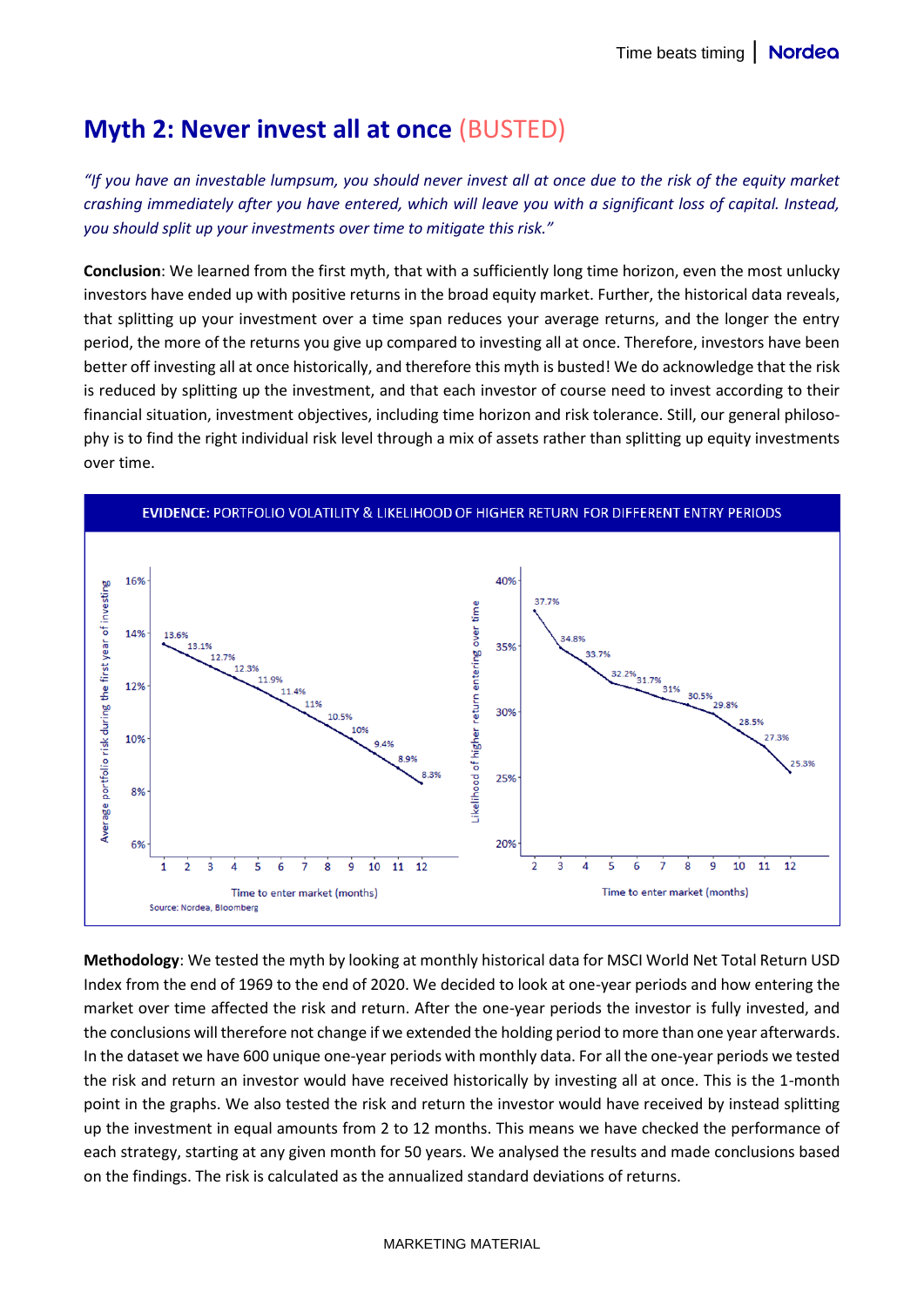# Myth 2: Never invest all at once (BUSTED)

*"If you have an investable lumpsum, you should never invest all at once due to the risk of the equity market crashing immediately after you have entered, which will leave you with a significant loss of capital. Instead, you should split up your investments over time to mitigate this risk."*

**Conclusion**: We learned from the first myth, that with a sufficiently long time horizon, even the most unlucky investors have ended up with positive returns in the broad equity market. Further, the historical data reveals, that splitting up your investment over a time span reduces your average returns, and the longer the entry period, the more of the returns you give up compared to investing all at once. Therefore, investors have been better off investing all at once historically, and therefore this myth is busted! We do acknowledge that the risk is reduced by splitting up the investment, and that each investor of course need to invest according to their financial situation, investment objectives, including time horizon and risk tolerance. Still, our general philosophy is to find the right individual risk level through a mix of assets rather than splitting up equity investments over time.

**EVIDENCE:** PORTFOLIO VOLATILITY & LIKELIHOOD OF HIGHER RETURN FOR DIFFERENT ENTRY PERIODS

Average portfolio risk during the first year of investing

16%
14%
12%
10%
8%
6%

13.6%
13.1%
12.7%
12.3%
11.9%
11.4%
11%
10.5%
10%
9.4%
8.9%
8.3%

1 2 3 4 5 6 7 8 9 10 11 12

Time to enter market (months)

Likelihood of higher return entering over time

40%
35%
30%
25%
20%

37.7%
34.8%
33.7%
32.2%
31.7%
31%
30.5%
29.8%
28.5%
27.3%
25.3%

2 3 4 5 6 7 8 9 10 11 12

Time to enter market (months)

Source: Nordea, Bloomberg

**Methodology**: We tested the myth by looking at monthly historical data for MSCI World Net Total Return USD Index from the end of 1969 to the end of 2020. We decided to look at one-year periods and how entering the market over time affected the risk and return. After the one-year periods the investor is fully invested, and the conclusions will therefore not change if we extended the holding period to more than one year afterwards. In the dataset we have 600 unique one-year periods with monthly data. For all the one-year periods we tested the risk and return an investor would have received historically by investing all at once. This is the 1-month point in the graphs. We also tested the risk and return the investor would have received by instead splitting up the investment in equal amounts from 2 to 12 months. This means we have checked the performance of each strategy, starting at any given month for 50 years. We analysed the results and made conclusions based on the findings. The risk is calculated as the annualized standard deviations of returns.

MARKETING MATERIAL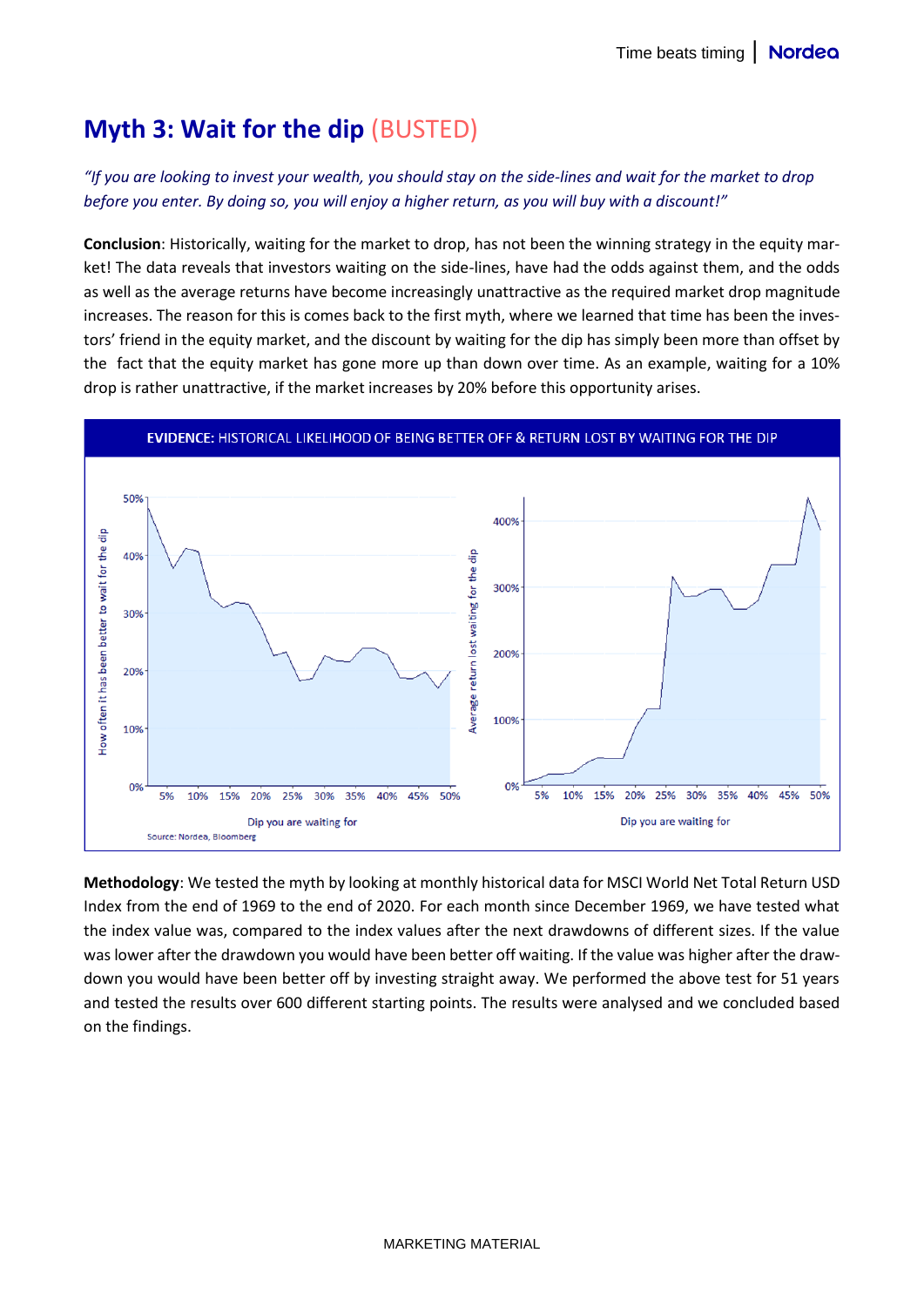# Myth 3: Wait for the dip (BUSTED)

*"If you are looking to invest your wealth, you should stay on the side-lines and wait for the market to drop before you enter. By doing so, you will enjoy a higher return, as you will buy with a discount!"*

**Conclusion**: Historically, waiting for the market to drop, has not been the winning strategy in the equity market! The data reveals that investors waiting on the side-lines, have had the odds against them, and the odds as well as the average returns have become increasingly unattractive as the required market drop magnitude increases. The reason for this is comes back to the first myth, where we learned that time has been the investors' friend in the equity market, and the discount by waiting for the dip has simply been more than offset by the fact that the equity market has gone more up than down over time. As an example, waiting for a 10% drop is rather unattractive, if the market increases by 20% before this opportunity arises.

**EVIDENCE:** HISTORICAL LIKELIHOOD OF BEING BETTER OFF & RETURN LOST BY WAITING FOR THE DIP

How often it has been better to wait for the dip

50%
40%
30%
20%
10%
0%

5% 10% 15% 20% 25% 30% 35% 40% 45% 50%

Dip you are waiting for

Average return lost waiting for the dip

400%
300%
200%
100%
0%

5% 10% 15% 20% 25% 30% 35% 40% 45% 50%

Dip you are waiting for

Source: Nordea, Bloomberg

**Methodology**: We tested the myth by looking at monthly historical data for MSCI World Net Total Return USD Index from the end of 1969 to the end of 2020. For each month since December 1969, we have tested what the index value was, compared to the index values after the next drawdowns of different sizes. If the value was lower after the drawdown you would have been better off waiting. If the value was higher after the drawdown you would have been better off by investing straight away. We performed the above test for 51 years and tested the results over 600 different starting points. The results were analysed and we concluded based on the findings.

MARKETING MATERIAL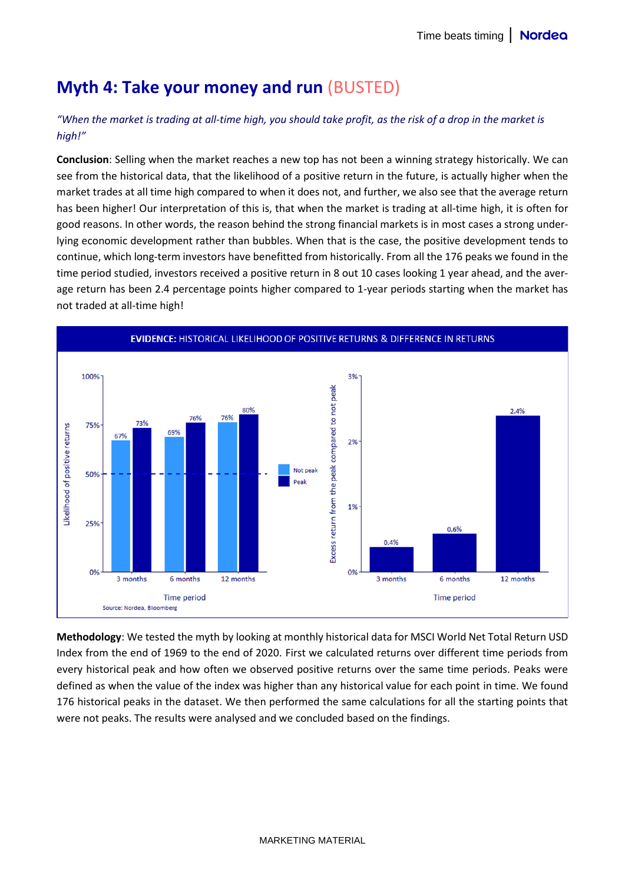# Myth 4: Take your money and run (BUSTED)

*"When the market is trading at all-time high, you should take profit, as the risk of a drop in the market is high!"*

**Conclusion**: Selling when the market reaches a new top has not been a winning strategy historically. We can see from the historical data, that the likelihood of a positive return in the future, is actually higher when the market trades at all time high compared to when it does not, and further, we also see that the average return has been higher! Our interpretation of this is, that when the market is trading at all-time high, it is often for good reasons. In other words, the reason behind the strong financial markets is in most cases a strong underlying economic development rather than bubbles. When that is the case, the positive development tends to continue, which long-term investors have benefitted from historically. From all the 176 peaks we found in the time period studied, investors received a positive return in 8 out 10 cases looking 1 year ahead, and the average return has been 2.4 percentage points higher compared to 1-year periods starting when the market has not traded at all-time high!

**EVIDENCE:** HISTORICAL LIKELIHOOD OF POSITIVE RETURNS & DIFFERENCE IN RETURNS

Likelihood of positive returns

100%
75%
50%
25%
0%

67%
73%
69%
76%
76%
80%

3 months
6 months
12 months

Time period

Not peak
Peak

Excess return from the peak compared to not peak

3%
2%
1%
0%

0.4%
0.6%
2.4%

3 months
6 months
12 months

Time period

Source: Nordea, Bloomberg

**Methodology**: We tested the myth by looking at monthly historical data for MSCI World Net Total Return USD Index from the end of 1969 to the end of 2020. First we calculated returns over different time periods from every historical peak and how often we observed positive returns over the same time periods. Peaks were defined as when the value of the index was higher than any historical value for each point in time. We found 176 historical peaks in the dataset. We then performed the same calculations for all the starting points that were not peaks. The results were analysed and we concluded based on the findings.

MARKETING MATERIAL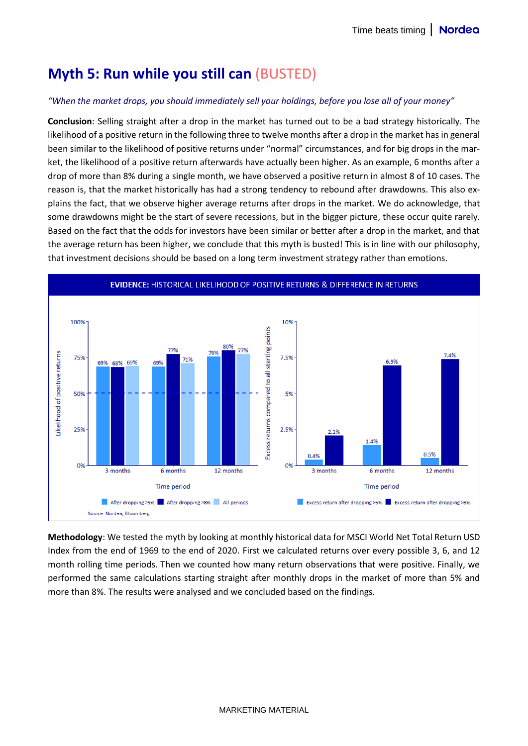# Myth 5: Run while you still can (BUSTED)

*"When the market drops, you should immediately sell your holdings, before you lose all of your money"*

**Conclusion**: Selling straight after a drop in the market has turned out to be a bad strategy historically. The likelihood of a positive return in the following three to twelve months after a drop in the market has in general been similar to the likelihood of positive returns under "normal" circumstances, and for big drops in the market, the likelihood of a positive return afterwards have actually been higher. As an example, 6 months after a drop of more than 8% during a single month, we have observed a positive return in almost 8 of 10 cases. The reason is, that the market historically has had a strong tendency to rebound after drawdowns. This also explains the fact, that we observe higher average returns after drops in the market. We do acknowledge, that some drawdowns might be the start of severe recessions, but in the bigger picture, these occur quite rarely. Based on the fact that the odds for investors have been similar or better after a drop in the market, and that the average return has been higher, we conclude that this myth is busted! This is in line with our philosophy, that investment decisions should be based on a long term investment strategy rather than emotions.

**EVIDENCE:** HISTORICAL LIKELIHOOD OF POSITIVE RETURNS & DIFFERENCE IN RETURNS

Likelihood of positive returns

100%
75%
50%
25%
0%

69% 68% 69%
69% 77% 71%
76% 80% 77%

3 months
6 months
12 months

Time period

After dropping >5% After dropping >8% All periods

Excess returns compared to all starting points

10%
7.5%
5%
2.5%
0%

0.4% 2.1%
1.4% 6.9%
0.5% 7.4%

3 months
6 months
12 months

Time period

Excess return after dropping >5% Excess return after dropping >8%

Source: Nordea, Bloomberg

**Methodology**: We tested the myth by looking at monthly historical data for MSCI World Net Total Return USD Index from the end of 1969 to the end of 2020. First we calculated returns over every possible 3, 6, and 12 month rolling time periods. Then we counted how many return observations that were positive. Finally, we performed the same calculations starting straight after monthly drops in the market of more than 5% and more than 8%. The results were analysed and we concluded based on the findings.

MARKETING MATERIAL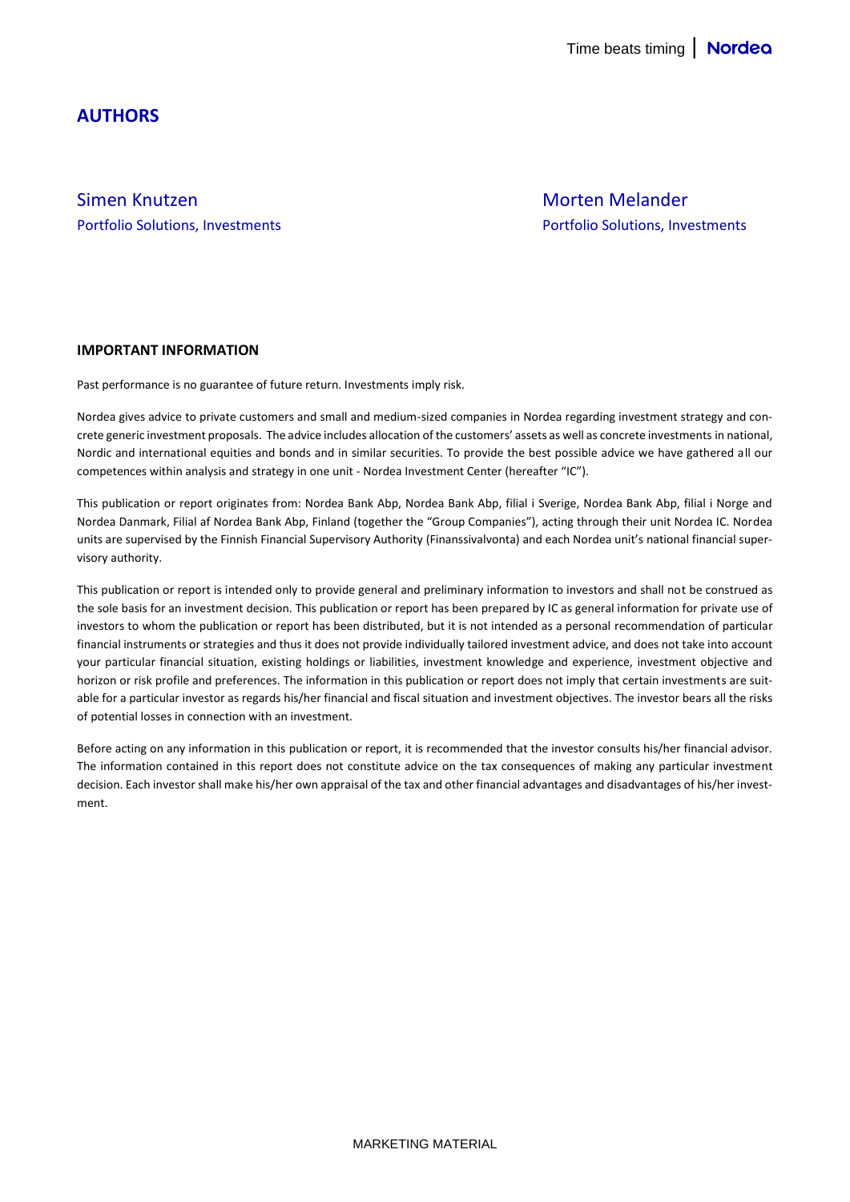## AUTHORS

Simen Knutzen
Portfolio Solutions, Investments

Morten Melander
Portfolio Solutions, Investments

**IMPORTANT INFORMATION**

Past performance is no guarantee of future return. Investments imply risk.

Nordea gives advice to private customers and small and medium-sized companies in Nordea regarding investment strategy and concrete generic investment proposals. The advice includes allocation of the customers' assets as well as concrete investments in national, Nordic and international equities and bonds and in similar securities. To provide the best possible advice we have gathered all our competences within analysis and strategy in one unit - Nordea Investment Center (hereafter "IC").

This publication or report originates from: Nordea Bank Abp, Nordea Bank Abp, filial i Sverige, Nordea Bank Abp, filial i Norge and Nordea Danmark, Filial af Nordea Bank Abp, Finland (together the "Group Companies"), acting through their unit Nordea IC. Nordea units are supervised by the Finnish Financial Supervisory Authority (Finanssivalvonta) and each Nordea unit's national financial supervisory authority.

This publication or report is intended only to provide general and preliminary information to investors and shall not be construed as the sole basis for an investment decision. This publication or report has been prepared by IC as general information for private use of investors to whom the publication or report has been distributed, but it is not intended as a personal recommendation of particular financial instruments or strategies and thus it does not provide individually tailored investment advice, and does not take into account your particular financial situation, existing holdings or liabilities, investment knowledge and experience, investment objective and horizon or risk profile and preferences. The information in this publication or report does not imply that certain investments are suitable for a particular investor as regards his/her financial and fiscal situation and investment objectives. The investor bears all the risks of potential losses in connection with an investment.

Before acting on any information in this publication or report, it is recommended that the investor consults his/her financial advisor. The information contained in this report does not constitute advice on the tax consequences of making any particular investment decision. Each investor shall make his/her own appraisal of the tax and other financial advantages and disadvantages of his/her investment.

MARKETING MATERIAL